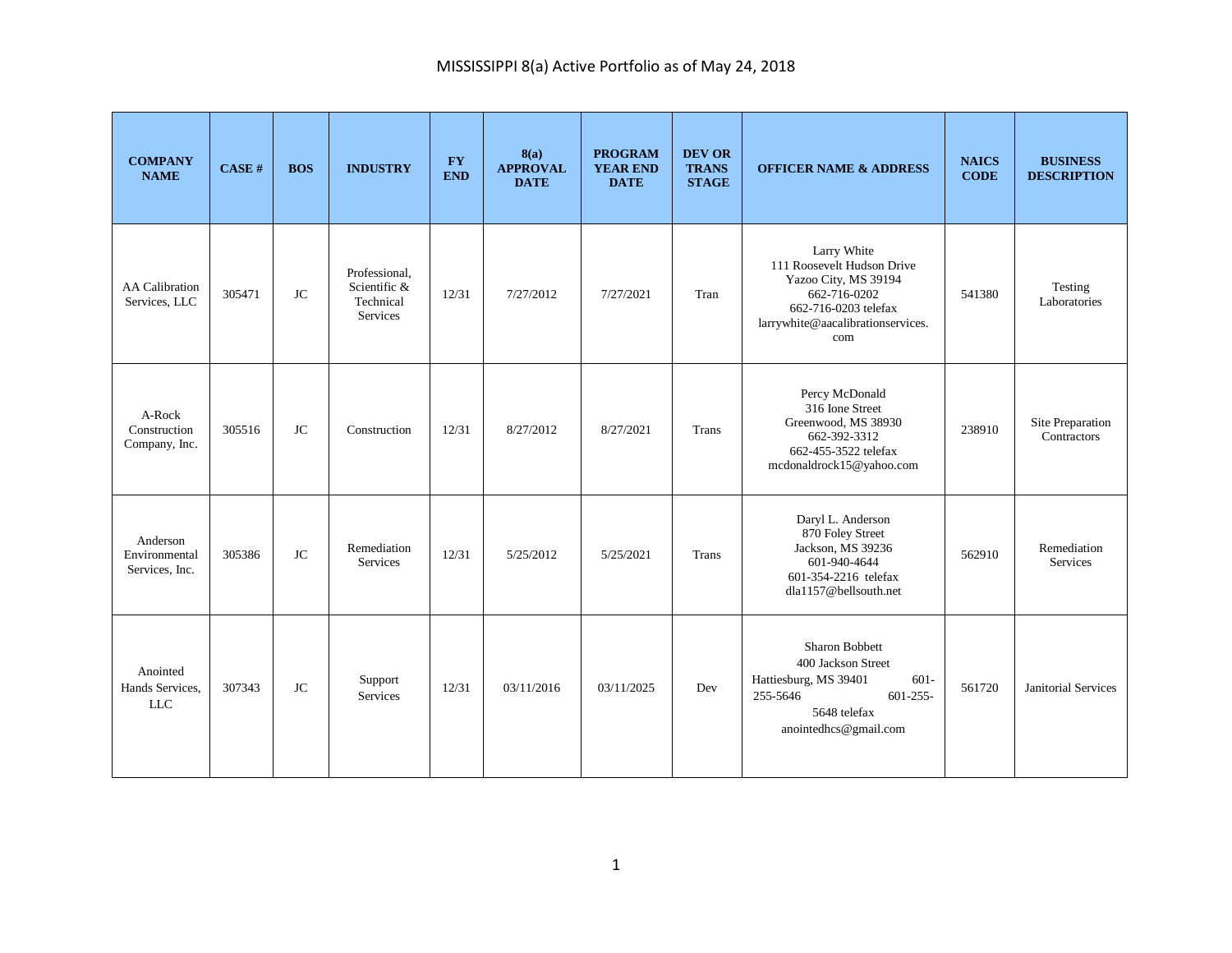# MISSISSIPPI 8(a) Active Portfolio as of May 24, 2018

| COMPANY NAME | CASE # | BOS | INDUSTRY | FY END | 8(a) APPROVAL DATE | PROGRAM YEAR END DATE | DEV OR TRANS STAGE | OFFICER NAME & ADDRESS | NAICS CODE | BUSINESS DESCRIPTION |
|---|---|---|---|---|---|---|---|---|---|---|
| AA Calibration Services, LLC | 305471 | JC | Professional, Scientific & Technical Services | 12/31 | 7/27/2012 | 7/27/2021 | Tran | Larry White 111 Roosevelt Hudson Drive Yazoo City, MS 39194 662-716-0202 662-716-0203 telefax larrywhite@aacalibrationservices.com | 541380 | Testing Laboratories |
| A-Rock Construction Company, Inc. | 305516 | JC | Construction | 12/31 | 8/27/2012 | 8/27/2021 | Trans | Percy McDonald 316 Ione Street Greenwood, MS 38930 662-392-3312 662-455-3522 telefax mcdonaldrock15@yahoo.com | 238910 | Site Preparation Contractors |
| Anderson Environmental Services, Inc. | 305386 | JC | Remediation Services | 12/31 | 5/25/2012 | 5/25/2021 | Trans | Daryl L. Anderson 870 Foley Street Jackson, MS 39236 601-940-4644 601-354-2216 telefax dla1157@bellsouth.net | 562910 | Remediation Services |
| Anointed Hands Services, LLC | 307343 | JC | Support Services | 12/31 | 03/11/2016 | 03/11/2025 | Dev | Sharon Bobbett 400 Jackson Street Hattiesburg, MS 39401 601-255-5646 601-255-5648 telefax anointedhcs@gmail.com | 561720 | Janitorial Services |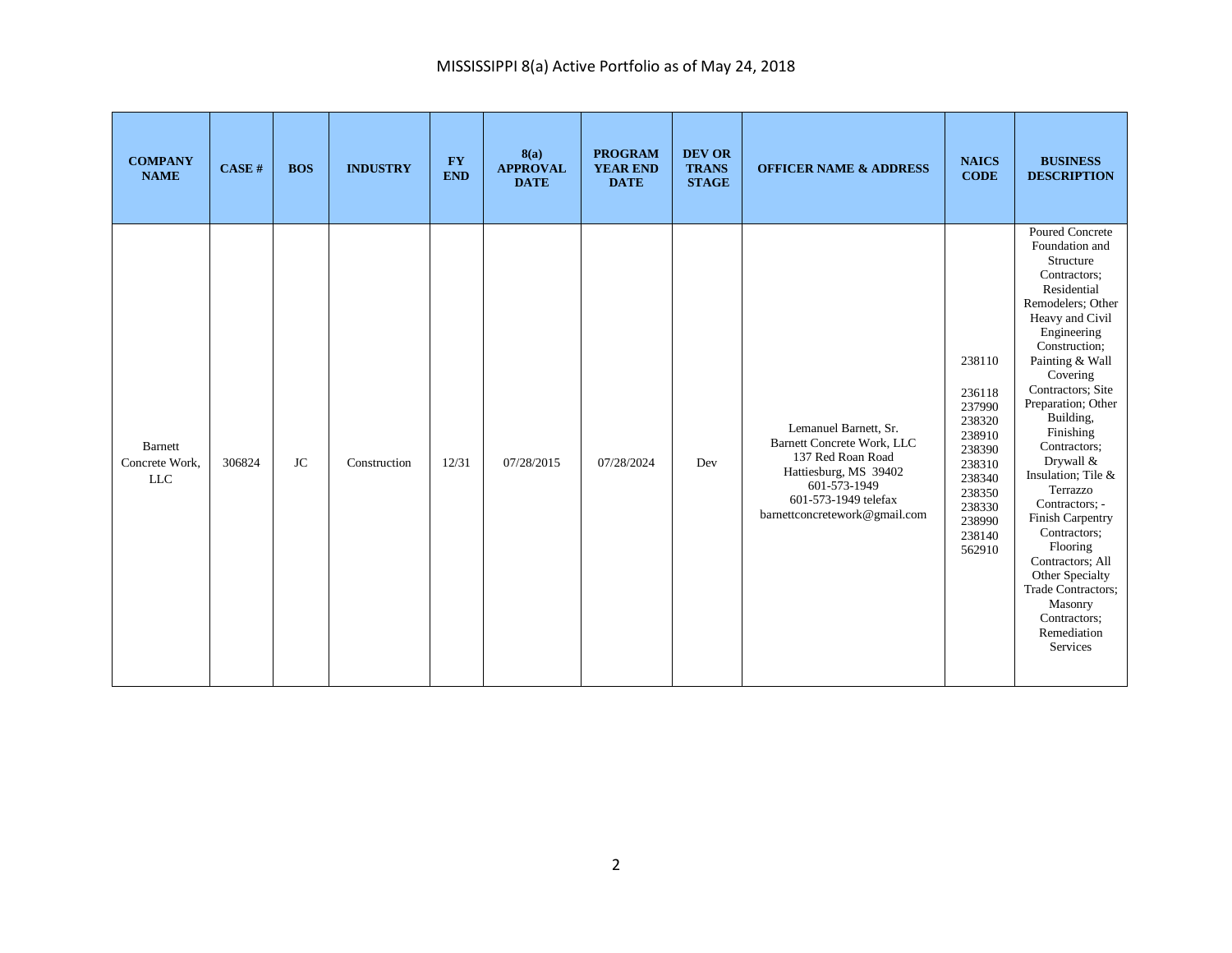# MISSISSIPPI 8(a) Active Portfolio as of May 24, 2018

| COMPANY NAME | CASE # | BOS | INDUSTRY | FY END | 8(a) APPROVAL DATE | PROGRAM YEAR END DATE | DEV OR TRANS STAGE | OFFICER NAME & ADDRESS | NAICS CODE | BUSINESS DESCRIPTION |
|---|---|---|---|---|---|---|---|---|---|---|
| Barnett Concrete Work, LLC | 306824 | JC | Construction | 12/31 | 07/28/2015 | 07/28/2024 | Dev | Lemanuel Barnett, Sr.<br>Barnett Concrete Work, LLC<br>137 Red Roan Road<br>Hattiesburg, MS 39402<br>601-573-1949<br>601-573-1949 telefax<br>barnettconcretework@gmail.com | 238110<br><br>236118<br>237990<br>238320<br>238910<br>238390<br>238310<br>238340<br>238350<br>238330<br>238990<br>238140<br>562910 | Poured Concrete Foundation and Structure Contractors; Residential Remodelers; Other Heavy and Civil Engineering Construction; Painting & Wall Covering Contractors; Site Preparation; Other Building, Finishing Contractors; Drywall & Insulation; Tile & Terrazzo Contractors; - Finish Carpentry Contractors; Flooring Contractors; All Other Specialty Trade Contractors; Masonry Contractors; Remediation Services |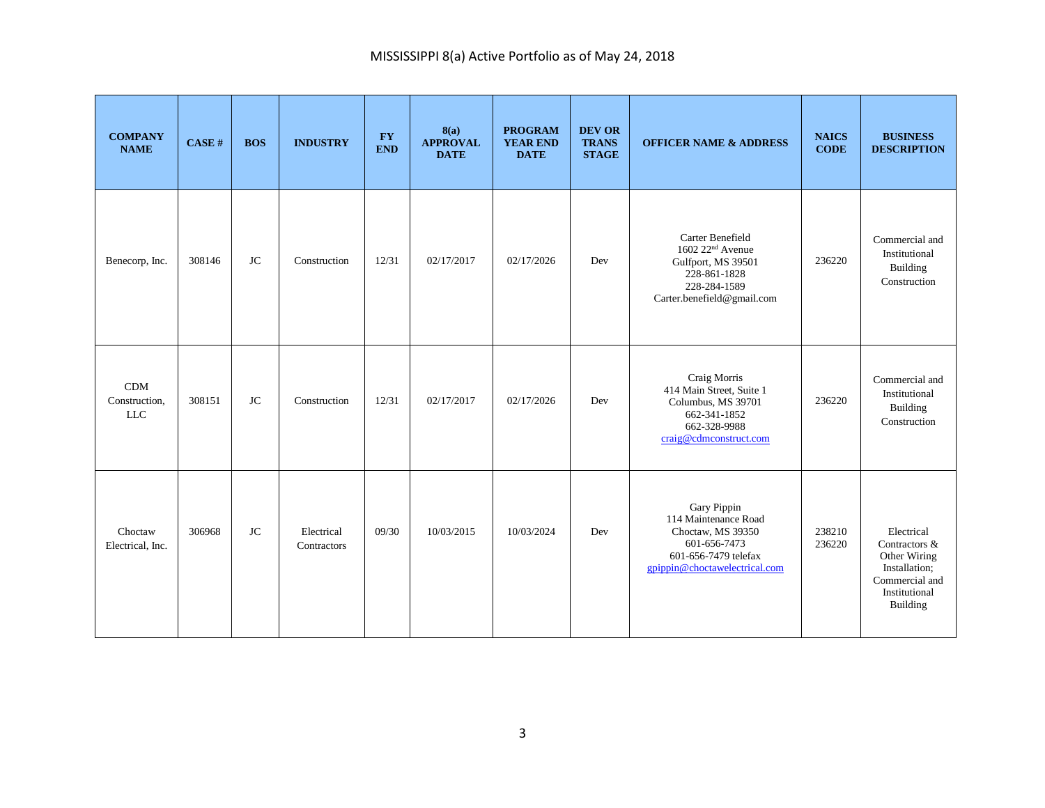MISSISSIPPI 8(a) Active Portfolio as of May 24, 2018

| COMPANY NAME | CASE # | BOS | INDUSTRY | FY END | 8(a) APPROVAL DATE | PROGRAM YEAR END DATE | DEV OR TRANS STAGE | OFFICER NAME & ADDRESS | NAICS CODE | BUSINESS DESCRIPTION |
|---|---|---|---|---|---|---|---|---|---|---|
| Benecorp, Inc. | 308146 | JC | Construction | 12/31 | 02/17/2017 | 02/17/2026 | Dev | Carter Benefield<br>1602 22nd Avenue<br>Gulfport, MS 39501<br>228-861-1828<br>228-284-1589<br>Carter.benefield@gmail.com | 236220 | Commercial and Institutional Building Construction |
| CDM Construction, LLC | 308151 | JC | Construction | 12/31 | 02/17/2017 | 02/17/2026 | Dev | Craig Morris<br>414 Main Street, Suite 1<br>Columbus, MS 39701<br>662-341-1852<br>662-328-9988<br>craig@cdmconstruct.com | 236220 | Commercial and Institutional Building Construction |
| Choctaw Electrical, Inc. | 306968 | JC | Electrical Contractors | 09/30 | 10/03/2015 | 10/03/2024 | Dev | Gary Pippin<br>114 Maintenance Road<br>Choctaw, MS 39350<br>601-656-7473<br>601-656-7479 telefax<br>gpippin@choctawelectrical.com | 238210<br>236220 | Electrical Contractors & Other Wiring Installation; Commercial and Institutional Building |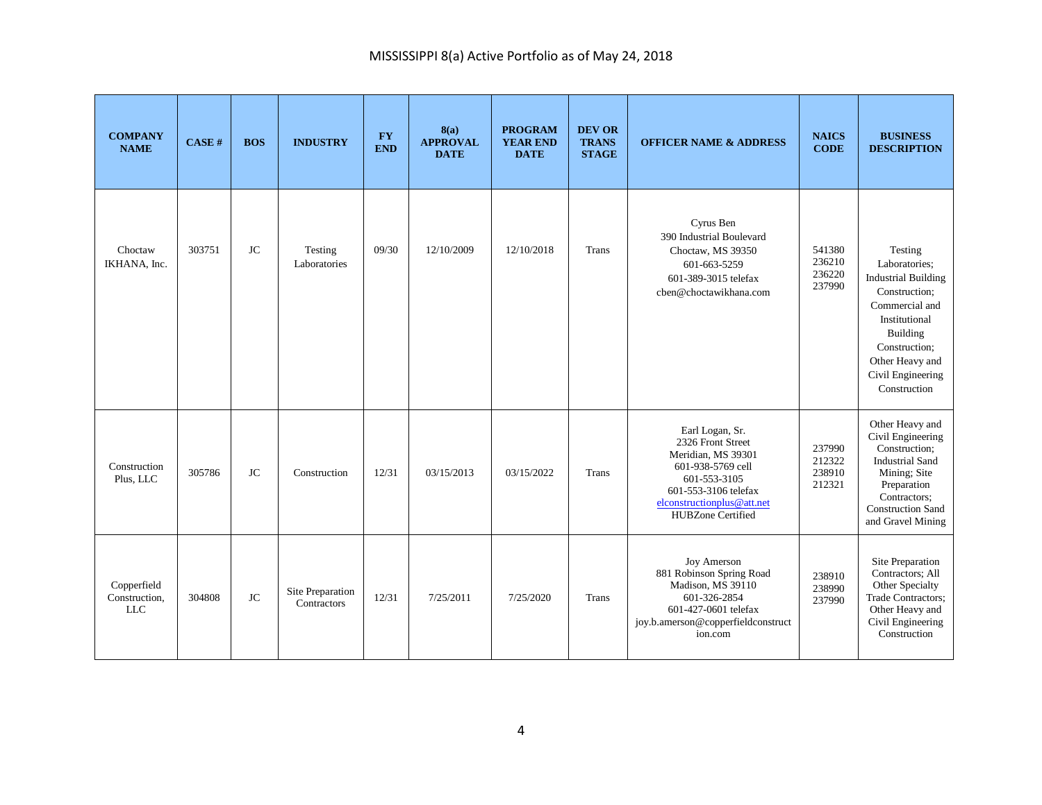# MISSISSIPPI 8(a) Active Portfolio as of May 24, 2018

| COMPANY NAME | CASE # | BOS | INDUSTRY | FY END | 8(a) APPROVAL DATE | PROGRAM YEAR END DATE | DEV OR TRANS STAGE | OFFICER NAME & ADDRESS | NAICS CODE | BUSINESS DESCRIPTION |
|---|---|---|---|---|---|---|---|---|---|---|
| Choctaw IKHANA, Inc. | 303751 | JC | Testing Laboratories | 09/30 | 12/10/2009 | 12/10/2018 | Trans | Cyrus Ben<br>390 Industrial Boulevard<br>Choctaw, MS 39350<br>601-663-5259<br>601-389-3015 telefax<br>cben@choctawikhana.com | 541380<br>236210<br>236220<br>237990 | Testing Laboratories; Industrial Building Construction; Commercial and Institutional Building Construction; Other Heavy and Civil Engineering Construction |
| Construction Plus, LLC | 305786 | JC | Construction | 12/31 | 03/15/2013 | 03/15/2022 | Trans | Earl Logan, Sr.<br>2326 Front Street<br>Meridian, MS 39301<br>601-938-5769 cell<br>601-553-3105<br>601-553-3106 telefax<br>elconstructionplus@att.net<br>HUBZone Certified | 237990<br>212322<br>238910<br>212321 | Other Heavy and Civil Engineering Construction; Industrial Sand Mining; Site Preparation Contractors; Construction Sand and Gravel Mining |
| Copperfield Construction, LLC | 304808 | JC | Site Preparation Contractors | 12/31 | 7/25/2011 | 7/25/2020 | Trans | Joy Amerson<br>881 Robinson Spring Road<br>Madison, MS 39110<br>601-326-2854<br>601-427-0601 telefax<br>joy.b.amerson@copperfieldconstruction.com | 238910<br>238990<br>237990 | Site Preparation Contractors; All Other Specialty Trade Contractors; Other Heavy and Civil Engineering Construction |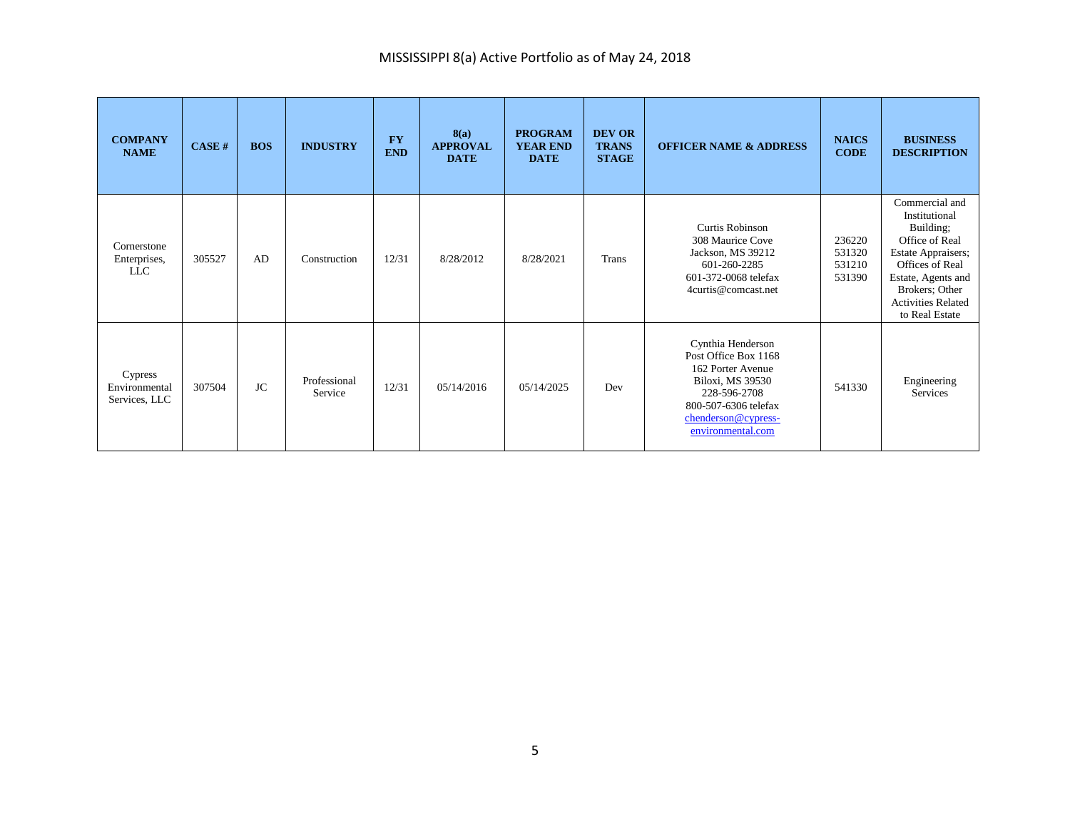MISSISSIPPI 8(a) Active Portfolio as of May 24, 2018

| COMPANY NAME | CASE # | BOS | INDUSTRY | FY END | 8(a) APPROVAL DATE | PROGRAM YEAR END DATE | DEV OR TRANS STAGE | OFFICER NAME & ADDRESS | NAICS CODE | BUSINESS DESCRIPTION |
| --- | --- | --- | --- | --- | --- | --- | --- | --- | --- | --- |
| Cornerstone Enterprises, LLC | 305527 | AD | Construction | 12/31 | 8/28/2012 | 8/28/2021 | Trans | Curtis Robinson<br>308 Maurice Cove<br>Jackson, MS 39212<br>601-260-2285<br>601-372-0068 telefax<br>4curtis@comcast.net | 236220<br>531320<br>531210<br>531390 | Commercial and Institutional Building; Office of Real Estate Appraisers; Offices of Real Estate, Agents and Brokers; Other Activities Related to Real Estate |
| Cypress Environmental Services, LLC | 307504 | JC | Professional Service | 12/31 | 05/14/2016 | 05/14/2025 | Dev | Cynthia Henderson<br>Post Office Box 1168<br>162 Porter Avenue<br>Biloxi, MS 39530<br>228-596-2708<br>800-507-6306 telefax<br>chenderson@cypress-environmental.com | 541330 | Engineering Services |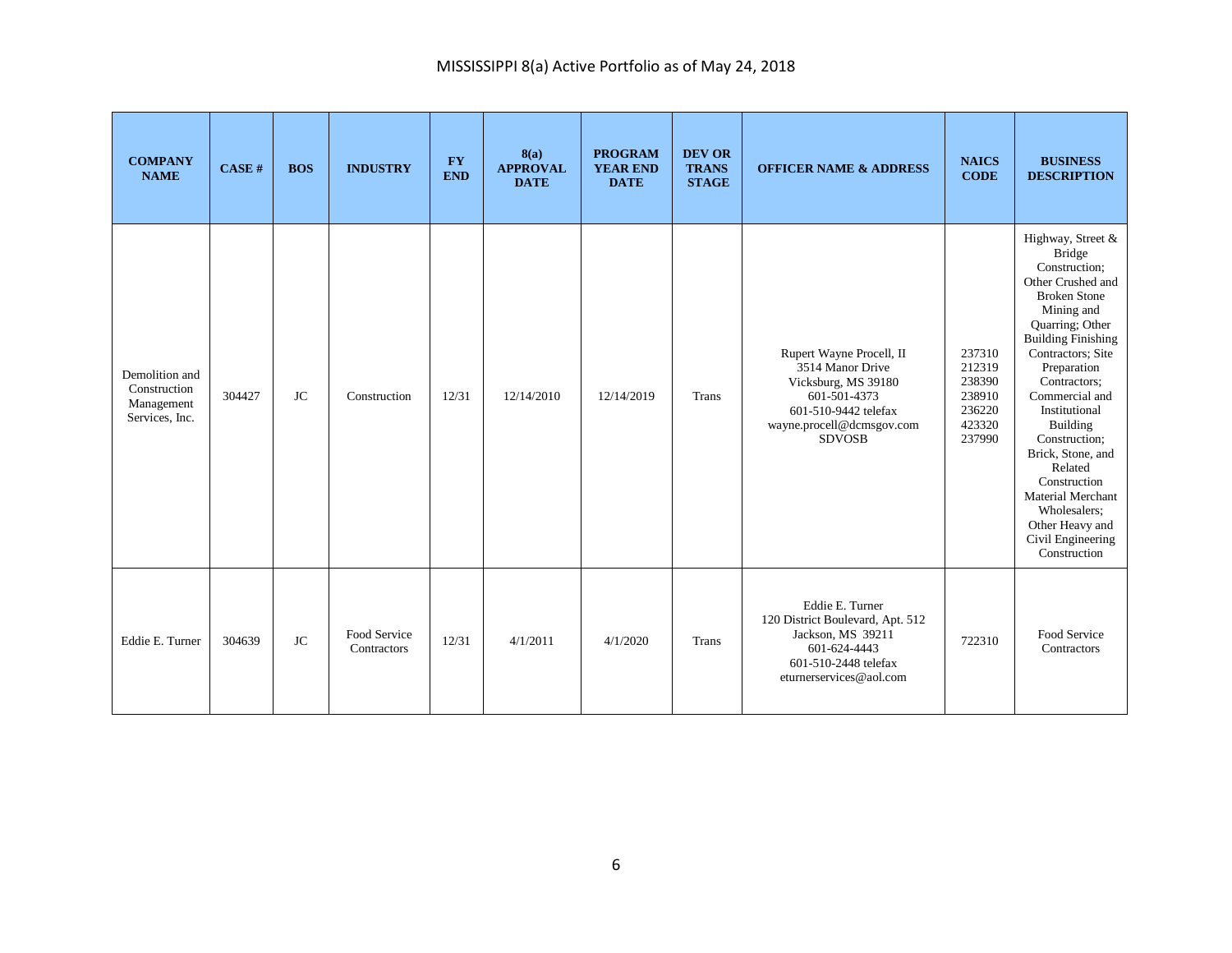## MISSISSIPPI 8(a) Active Portfolio as of May 24, 2018

| COMPANY NAME | CASE # | BOS | INDUSTRY | FY END | 8(a) APPROVAL DATE | PROGRAM YEAR END DATE | DEV OR TRANS STAGE | OFFICER NAME & ADDRESS | NAICS CODE | BUSINESS DESCRIPTION |
|---|---|---|---|---|---|---|---|---|---|---|
| Demolition and Construction Management Services, Inc. | 304427 | JC | Construction | 12/31 | 12/14/2010 | 12/14/2019 | Trans | Rupert Wayne Procell, II<br>3514 Manor Drive<br>Vicksburg, MS 39180<br>601-501-4373<br>601-510-9442 telefax<br>wayne.procell@dcmsgov.com<br>SDVOSB | 237310<br>212319<br>238390<br>238910<br>236220<br>423320<br>237990 | Highway, Street & Bridge Construction; Other Crushed and Broken Stone Mining and Quarring; Other Building Finishing Contractors; Site Preparation Contractors; Commercial and Institutional Building Construction; Brick, Stone, and Related Construction Material Merchant Wholesalers; Other Heavy and Civil Engineering Construction |
| Eddie E. Turner | 304639 | JC | Food Service Contractors | 12/31 | 4/1/2011 | 4/1/2020 | Trans | Eddie E. Turner<br>120 District Boulevard, Apt. 512<br>Jackson, MS 39211<br>601-624-4443<br>601-510-2448 telefax<br>eturnerservices@aol.com | 722310 | Food Service Contractors |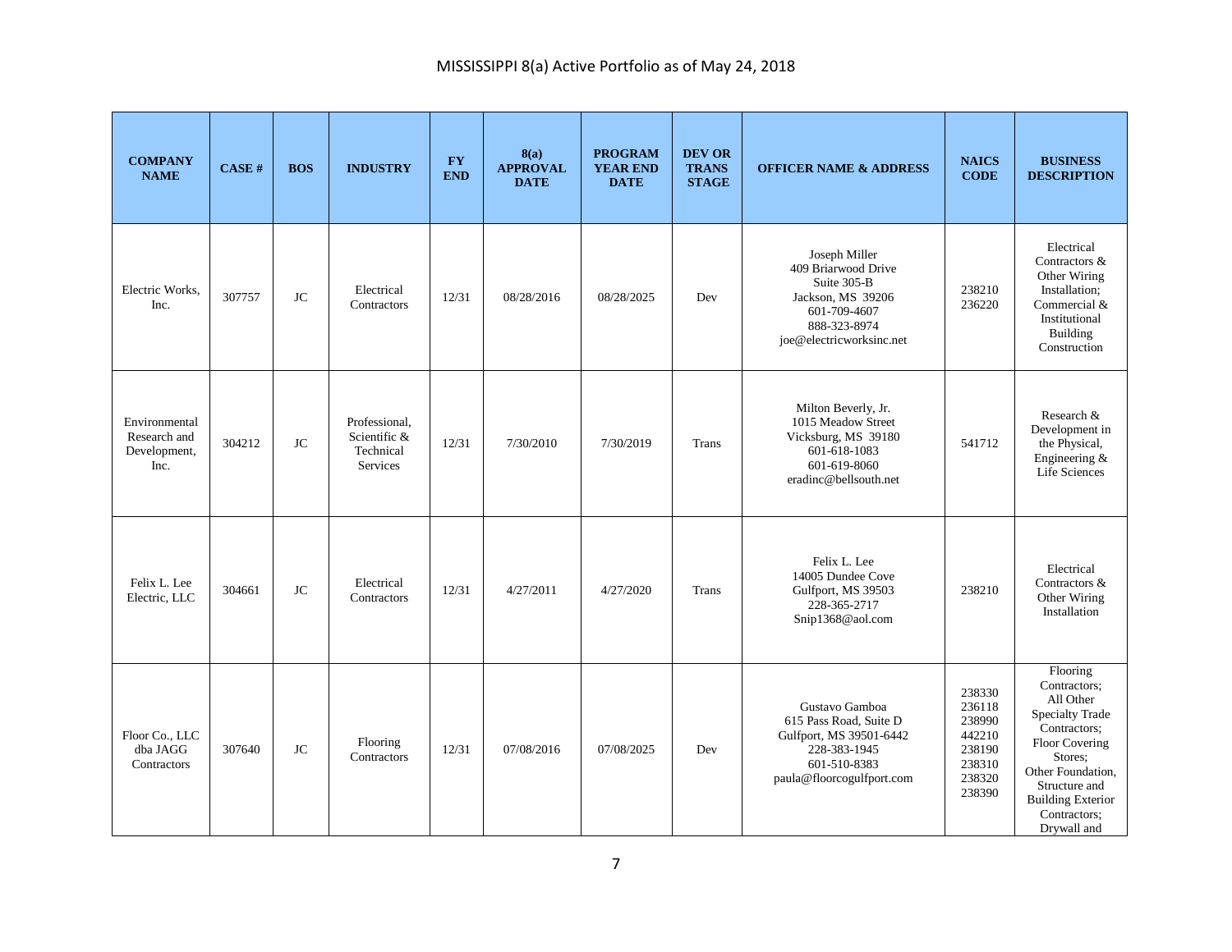# MISSISSIPPI 8(a) Active Portfolio as of May 24, 2018

| COMPANY NAME | CASE # | BOS | INDUSTRY | FY END | 8(a) APPROVAL DATE | PROGRAM YEAR END DATE | DEV OR TRANS STAGE | OFFICER NAME & ADDRESS | NAICS CODE | BUSINESS DESCRIPTION |
|---|---|---|---|---|---|---|---|---|---|---|
| Electric Works, Inc. | 307757 | JC | Electrical Contractors | 12/31 | 08/28/2016 | 08/28/2025 | Dev | Joseph Miller<br>409 Briarwood Drive<br>Suite 305-B<br>Jackson, MS 39206<br>601-709-4607<br>888-323-8974<br>joe@electricworksinc.net | 238210<br>236220 | Electrical Contractors & Other Wiring Installation; Commercial & Institutional Building Construction |
| Environmental Research and Development, Inc. | 304212 | JC | Professional, Scientific & Technical Services | 12/31 | 7/30/2010 | 7/30/2019 | Trans | Milton Beverly, Jr.<br>1015 Meadow Street<br>Vicksburg, MS 39180<br>601-618-1083<br>601-619-8060<br>eradinc@bellsouth.net | 541712 | Research & Development in the Physical, Engineering & Life Sciences |
| Felix L. Lee Electric, LLC | 304661 | JC | Electrical Contractors | 12/31 | 4/27/2011 | 4/27/2020 | Trans | Felix L. Lee<br>14005 Dundee Cove<br>Gulfport, MS 39503<br>228-365-2717<br>Snip1368@aol.com | 238210 | Electrical Contractors & Other Wiring Installation |
| Floor Co., LLC dba JAGG Contractors | 307640 | JC | Flooring Contractors | 12/31 | 07/08/2016 | 07/08/2025 | Dev | Gustavo Gamboa<br>615 Pass Road, Suite D<br>Gulfport, MS 39501-6442<br>228-383-1945<br>601-510-8383<br>paula@floorcogulfport.com | 238330<br>236118<br>238990<br>442210<br>238190<br>238310<br>238320<br>238390 | Flooring Contractors; All Other Specialty Trade Contractors; Floor Covering Stores; Other Foundation, Structure and Building Exterior Contractors; Drywall and |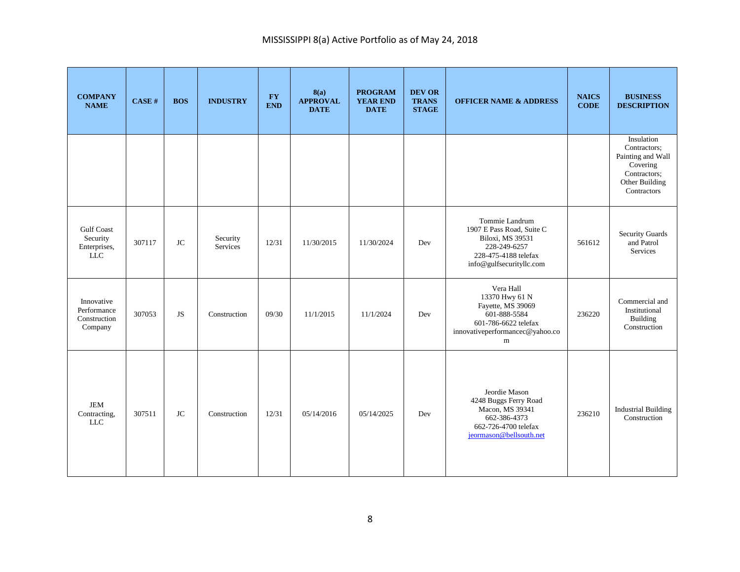# MISSISSIPPI 8(a) Active Portfolio as of May 24, 2018

| COMPANY NAME | CASE # | BOS | INDUSTRY | FY END | 8(a) APPROVAL DATE | PROGRAM YEAR END DATE | DEV OR TRANS STAGE | OFFICER NAME & ADDRESS | NAICS CODE | BUSINESS DESCRIPTION |
|---|---|---|---|---|---|---|---|---|---|---|
| | | | | | | | | | | Insulation Contractors; Painting and Wall Covering Contractors; Other Building Contractors |
| Gulf Coast Security Enterprises, LLC | 307117 | JC | Security Services | 12/31 | 11/30/2015 | 11/30/2024 | Dev | Tommie Landrum<br>1907 E Pass Road, Suite C<br>Biloxi, MS 39531<br>228-249-6257<br>228-475-4188 telefax<br>info@gulfsecurityllc.com | 561612 | Security Guards and Patrol Services |
| Innovative Performance Construction Company | 307053 | JS | Construction | 09/30 | 11/1/2015 | 11/1/2024 | Dev | Vera Hall<br>13370 Hwy 61 N<br>Fayette, MS 39069<br>601-888-5584<br>601-786-6622 telefax<br>innovativeperformancec@yahoo.com | 236220 | Commercial and Institutional Building Construction |
| JEM Contracting, LLC | 307511 | JC | Construction | 12/31 | 05/14/2016 | 05/14/2025 | Dev | Jeordie Mason<br>4248 Buggs Ferry Road<br>Macon, MS 39341<br>662-386-4373<br>662-726-4700 telefax<br>jeormason@bellsouth.net | 236210 | Industrial Building Construction |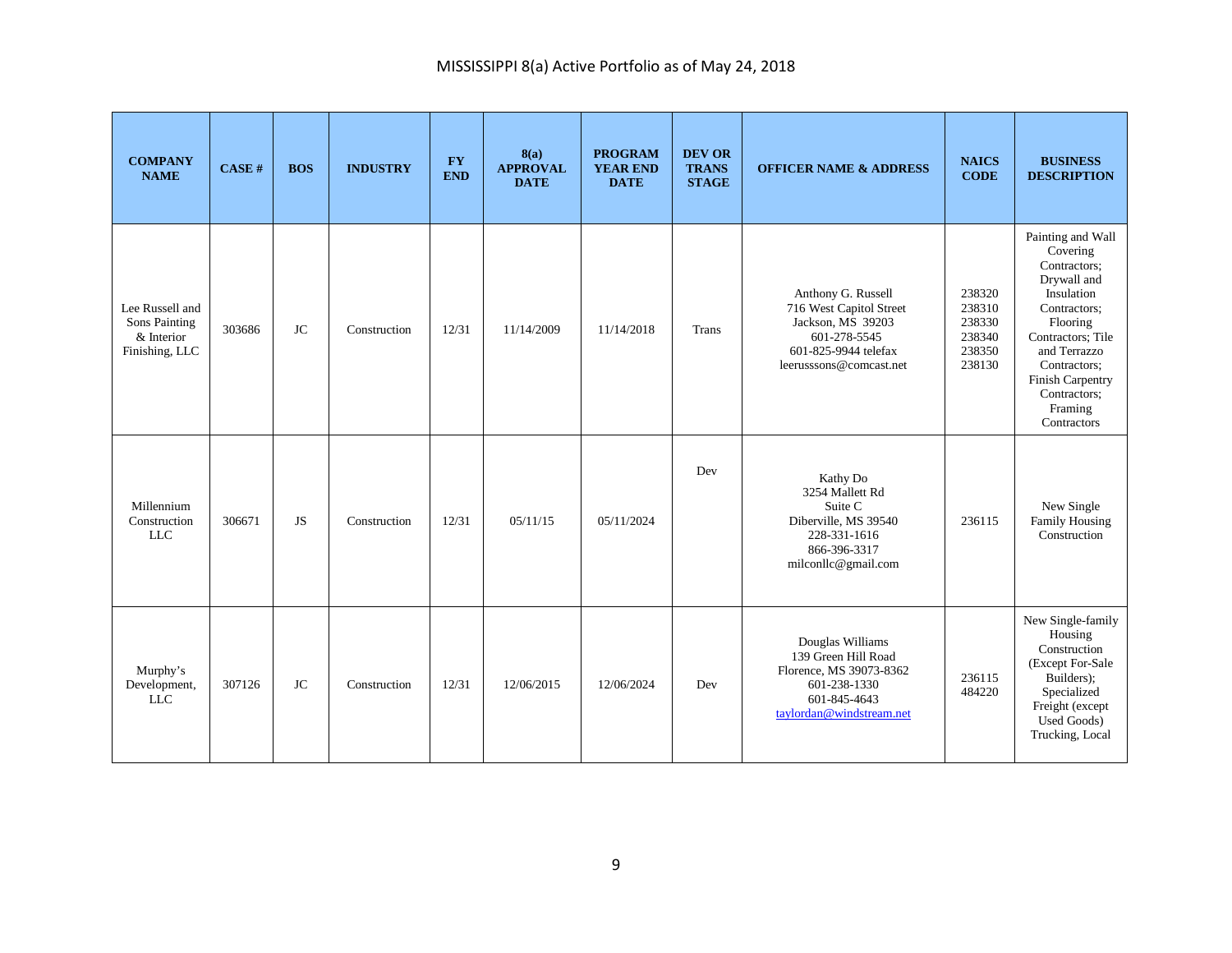MISSISSIPPI 8(a) Active Portfolio as of May 24, 2018

| COMPANY NAME | CASE # | BOS | INDUSTRY | FY END | 8(a) APPROVAL DATE | PROGRAM YEAR END DATE | DEV OR TRANS STAGE | OFFICER NAME & ADDRESS | NAICS CODE | BUSINESS DESCRIPTION |
|---|---|---|---|---|---|---|---|---|---|---|
| Lee Russell and Sons Painting & Interior Finishing, LLC | 303686 | JC | Construction | 12/31 | 11/14/2009 | 11/14/2018 | Trans | Anthony G. Russell<br>716 West Capitol Street<br>Jackson, MS 39203<br>601-278-5545<br>601-825-9944 telefax<br>leerusssons@comcast.net | 238320<br>238310<br>238330<br>238340<br>238350<br>238130 | Painting and Wall Covering Contractors; Drywall and Insulation Contractors; Flooring Contractors; Tile and Terrazzo Contractors; Finish Carpentry Contractors; Framing Contractors |
| Millennium Construction LLC | 306671 | JS | Construction | 12/31 | 05/11/15 | 05/11/2024 | Dev | Kathy Do<br>3254 Mallett Rd<br>Suite C<br>Diberville, MS 39540<br>228-331-1616<br>866-396-3317<br>milconllc@gmail.com | 236115 | New Single Family Housing Construction |
| Murphy's Development, LLC | 307126 | JC | Construction | 12/31 | 12/06/2015 | 12/06/2024 | Dev | Douglas Williams<br>139 Green Hill Road<br>Florence, MS 39073-8362<br>601-238-1330<br>601-845-4643<br>taylordan@windstream.net | 236115<br>484220 | New Single-family Housing Construction (Except For-Sale Builders); Specialized Freight (except Used Goods) Trucking, Local |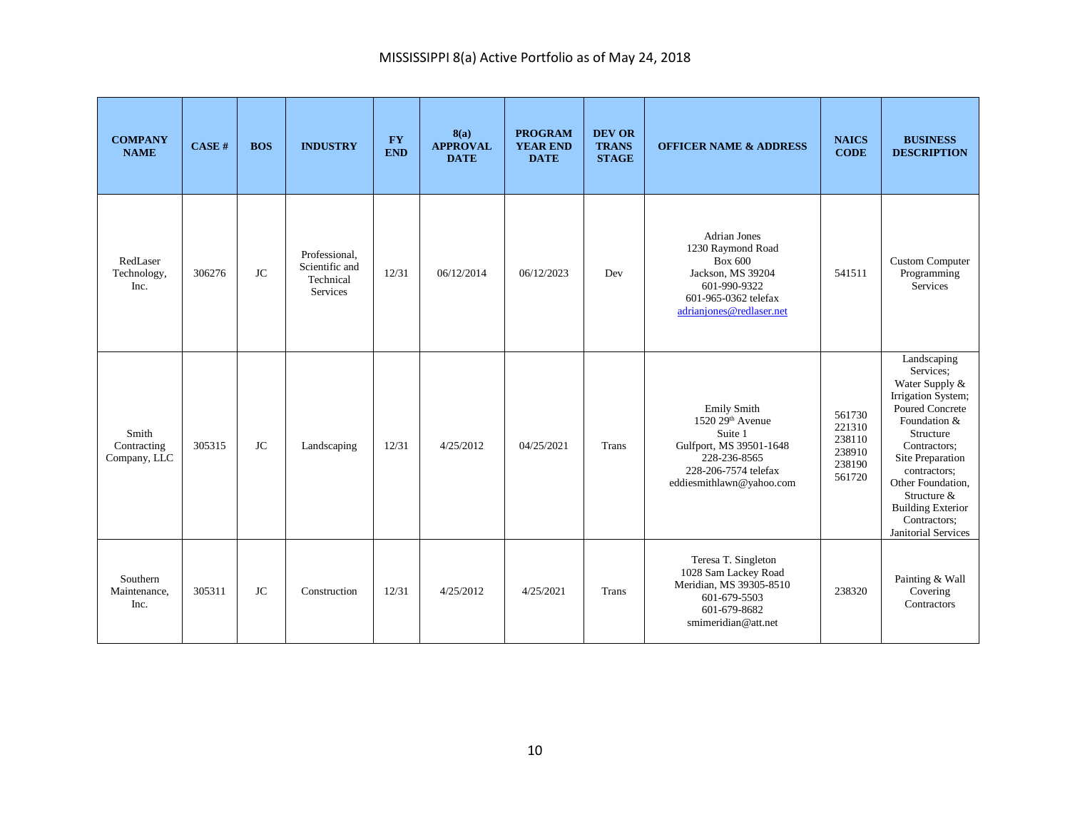# MISSISSIPPI 8(a) Active Portfolio as of May 24, 2018

| COMPANY NAME | CASE # | BOS | INDUSTRY | FY END | 8(a) APPROVAL DATE | PROGRAM YEAR END DATE | DEV OR TRANS STAGE | OFFICER NAME & ADDRESS | NAICS CODE | BUSINESS DESCRIPTION |
|---|---|---|---|---|---|---|---|---|---|---|
| RedLaser Technology, Inc. | 306276 | JC | Professional, Scientific and Technical Services | 12/31 | 06/12/2014 | 06/12/2023 | Dev | Adrian Jones<br>1230 Raymond Road<br>Box 600<br>Jackson, MS 39204<br>601-990-9322<br>601-965-0362 telefax<br>adrianjones@redlaser.net | 541511 | Custom Computer Programming Services |
| Smith Contracting Company, LLC | 305315 | JC | Landscaping | 12/31 | 4/25/2012 | 04/25/2021 | Trans | Emily Smith<br>1520 29th Avenue<br>Suite 1<br>Gulfport, MS 39501-1648<br>228-236-8565<br>228-206-7574 telefax<br>eddiesmithlawn@yahoo.com | 561730<br>221310<br>238110<br>238910<br>238190<br>561720 | Landscaping Services;<br>Water Supply & Irrigation System;<br>Poured Concrete Foundation & Structure Contractors;<br>Site Preparation contractors;<br>Other Foundation, Structure & Building Exterior Contractors;<br>Janitorial Services |
| Southern Maintenance, Inc. | 305311 | JC | Construction | 12/31 | 4/25/2012 | 4/25/2021 | Trans | Teresa T. Singleton<br>1028 Sam Lackey Road<br>Meridian, MS 39305-8510<br>601-679-5503<br>601-679-8682<br>smimeridian@att.net | 238320 | Painting & Wall Covering Contractors |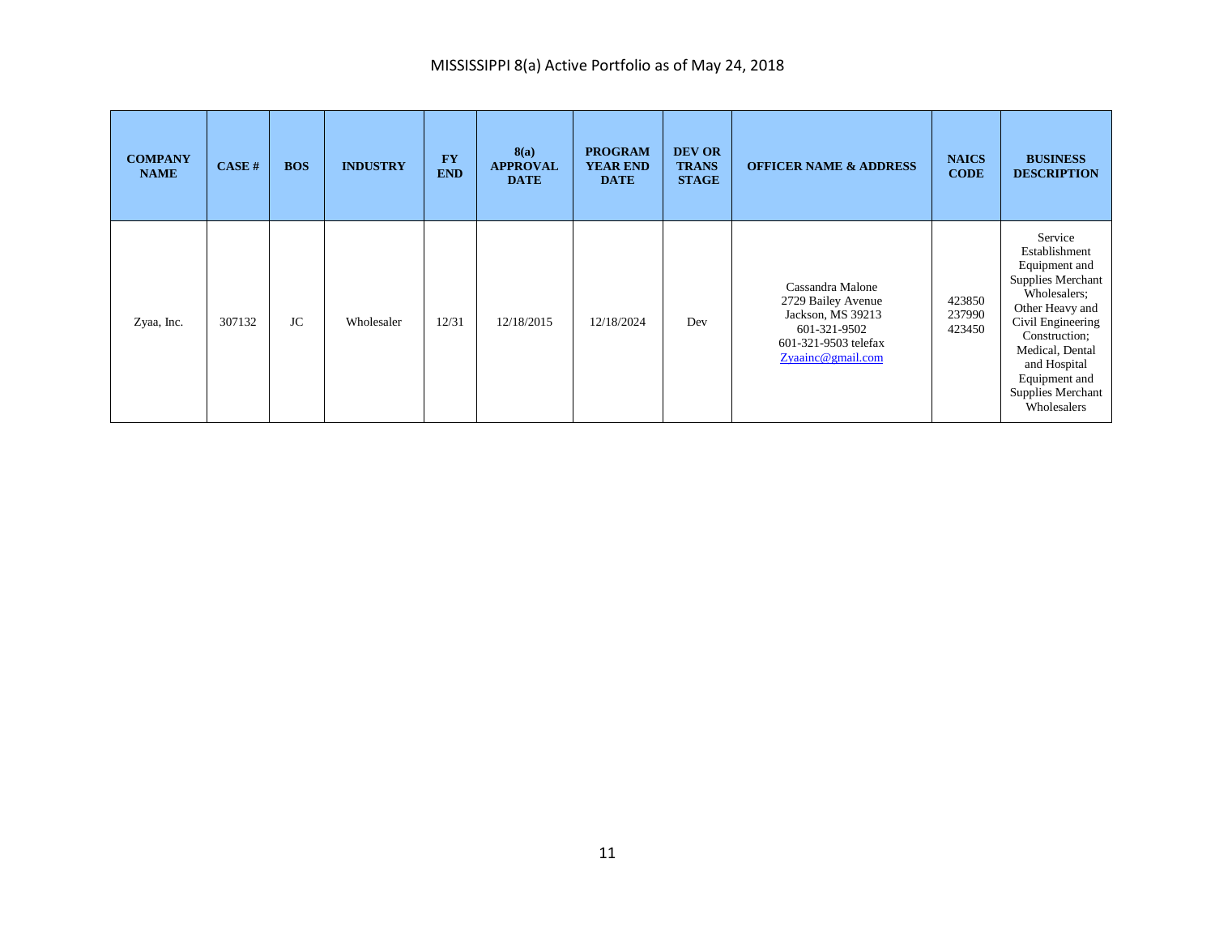# MISSISSIPPI 8(a) Active Portfolio as of May 24, 2018

| COMPANY NAME | CASE # | BOS | INDUSTRY | FY END | 8(a) APPROVAL DATE | PROGRAM YEAR END DATE | DEV OR TRANS STAGE | OFFICER NAME & ADDRESS | NAICS CODE | BUSINESS DESCRIPTION |
|---|---|---|---|---|---|---|---|---|---|---|
| Zyaa, Inc. | 307132 | JC | Wholesaler | 12/31 | 12/18/2015 | 12/18/2024 | Dev | Cassandra Malone<br>2729 Bailey Avenue<br>Jackson, MS 39213<br>601-321-9502<br>601-321-9503 telefax<br>Zyaainc@gmail.com | 423850<br>237990<br>423450 | Service Establishment Equipment and Supplies Merchant Wholesalers; Other Heavy and Civil Engineering Construction; Medical, Dental and Hospital Equipment and Supplies Merchant Wholesalers |